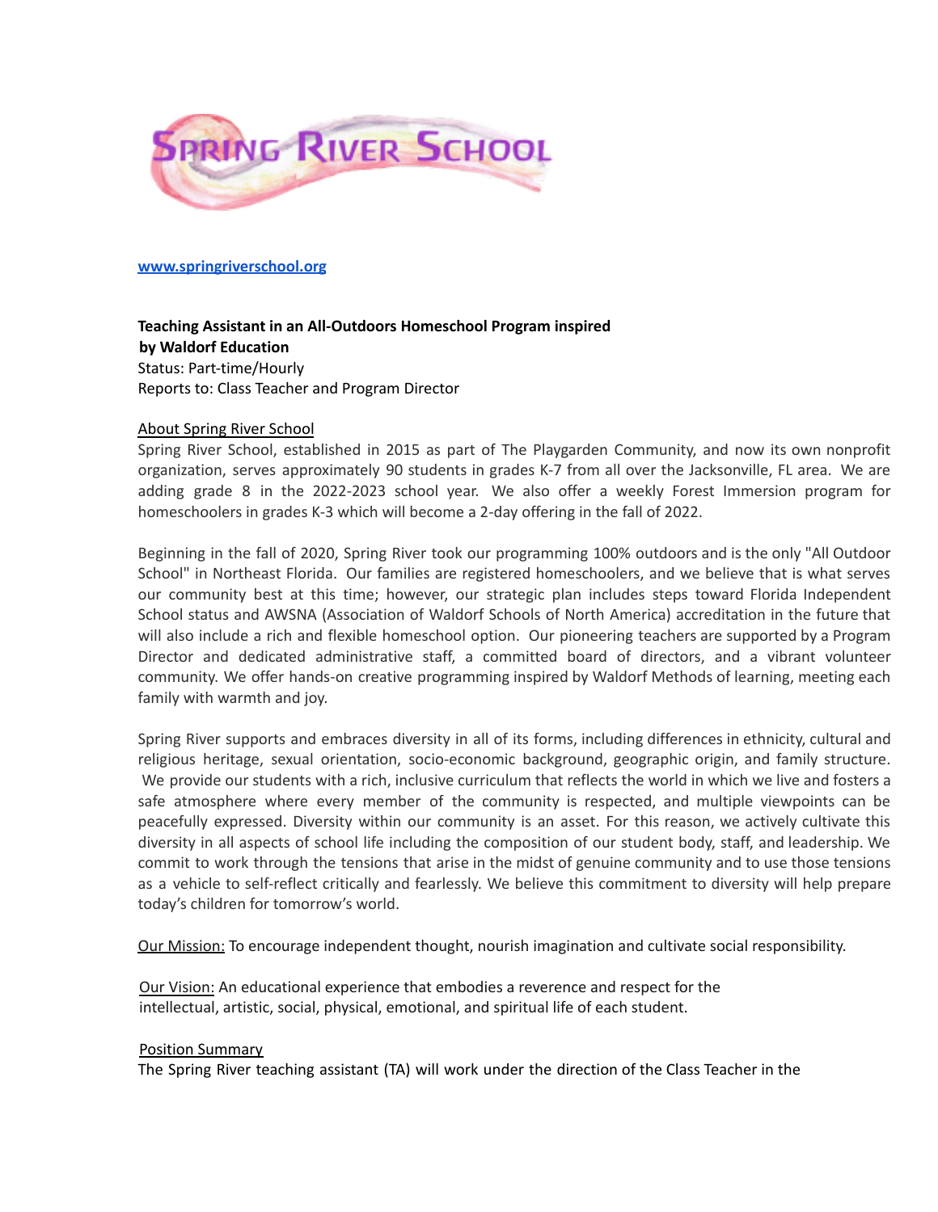# SPRING RIVER SCHOOL

www.springriverschool.org

**Teaching Assistant in an All-Outdoors Homeschool Program inspired by Waldorf Education**
Status: Part-time/Hourly
Reports to: Class Teacher and Program Director

## About Spring River School

Spring River School, established in 2015 as part of The Playgarden Community, and now its own nonprofit organization, serves approximately 90 students in grades K-7 from all over the Jacksonville, FL area. We are adding grade 8 in the 2022-2023 school year. We also offer a weekly Forest Immersion program for homeschoolers in grades K-3 which will become a 2-day offering in the fall of 2022.

Beginning in the fall of 2020, Spring River took our programming 100% outdoors and is the only "All Outdoor School" in Northeast Florida. Our families are registered homeschoolers, and we believe that is what serves our community best at this time; however, our strategic plan includes steps toward Florida Independent School status and AWSNA (Association of Waldorf Schools of North America) accreditation in the future that will also include a rich and flexible homeschool option. Our pioneering teachers are supported by a Program Director and dedicated administrative staff, a committed board of directors, and a vibrant volunteer community. We offer hands-on creative programming inspired by Waldorf Methods of learning, meeting each family with warmth and joy.

Spring River supports and embraces diversity in all of its forms, including differences in ethnicity, cultural and religious heritage, sexual orientation, socio-economic background, geographic origin, and family structure. We provide our students with a rich, inclusive curriculum that reflects the world in which we live and fosters a safe atmosphere where every member of the community is respected, and multiple viewpoints can be peacefully expressed. Diversity within our community is an asset. For this reason, we actively cultivate this diversity in all aspects of school life including the composition of our student body, staff, and leadership. We commit to work through the tensions that arise in the midst of genuine community and to use those tensions as a vehicle to self-reflect critically and fearlessly. We believe this commitment to diversity will help prepare today's children for tomorrow's world.

Our Mission: To encourage independent thought, nourish imagination and cultivate social responsibility.

Our Vision: An educational experience that embodies a reverence and respect for the intellectual, artistic, social, physical, emotional, and spiritual life of each student.

## Position Summary

The Spring River teaching assistant (TA) will work under the direction of the Class Teacher in the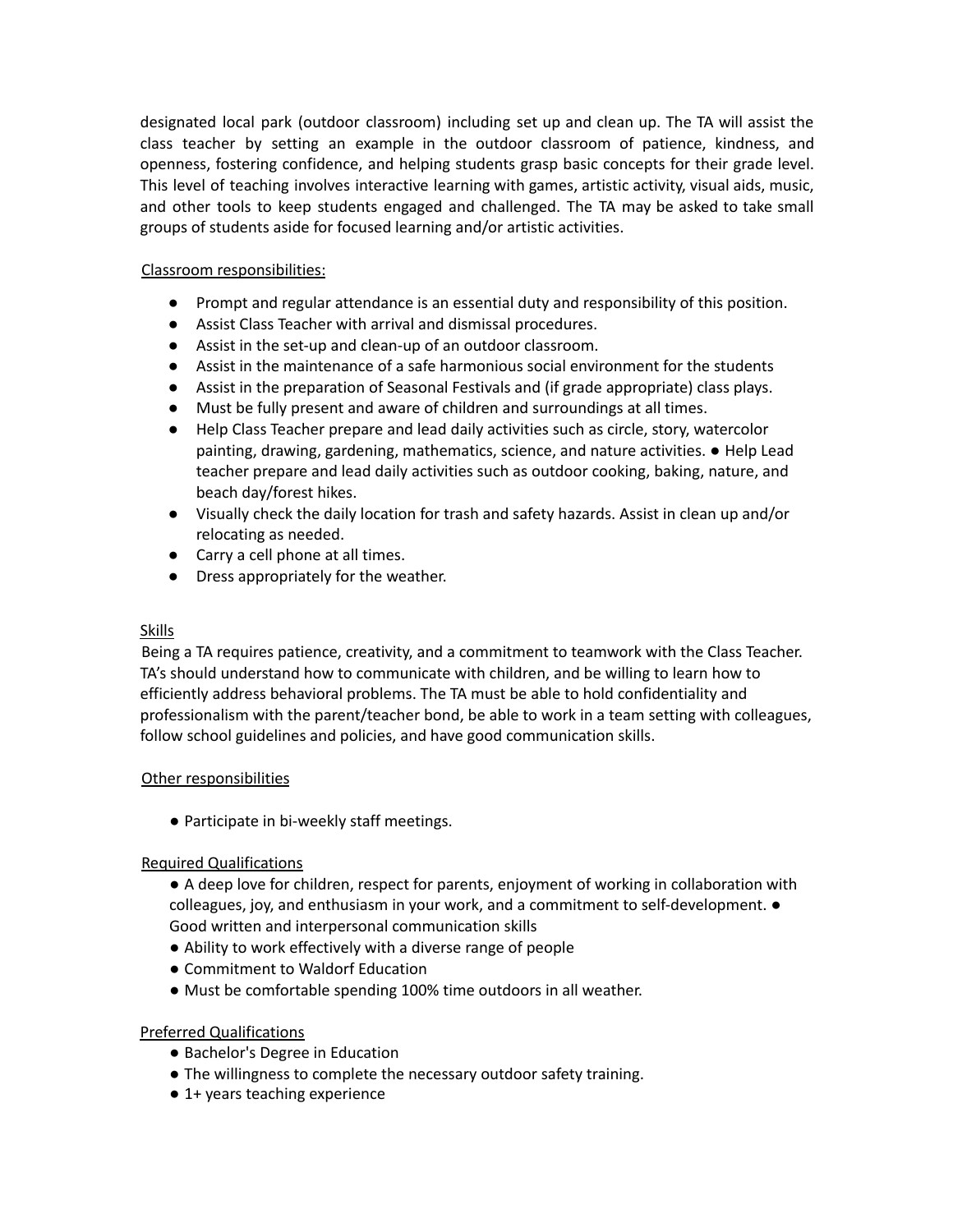designated local park (outdoor classroom) including set up and clean up. The TA will assist the class teacher by setting an example in the outdoor classroom of patience, kindness, and openness, fostering confidence, and helping students grasp basic concepts for their grade level. This level of teaching involves interactive learning with games, artistic activity, visual aids, music, and other tools to keep students engaged and challenged. The TA may be asked to take small groups of students aside for focused learning and/or artistic activities.

<u>Classroom responsibilities:</u>

- Prompt and regular attendance is an essential duty and responsibility of this position.
- Assist Class Teacher with arrival and dismissal procedures.
- Assist in the set-up and clean-up of an outdoor classroom.
- Assist in the maintenance of a safe harmonious social environment for the students
- Assist in the preparation of Seasonal Festivals and (if grade appropriate) class plays.
- Must be fully present and aware of children and surroundings at all times.
- Help Class Teacher prepare and lead daily activities such as circle, story, watercolor painting, drawing, gardening, mathematics, science, and nature activities. ● Help Lead teacher prepare and lead daily activities such as outdoor cooking, baking, nature, and beach day/forest hikes.
- Visually check the daily location for trash and safety hazards. Assist in clean up and/or relocating as needed.
- Carry a cell phone at all times.
- Dress appropriately for the weather.

<u>Skills</u>

Being a TA requires patience, creativity, and a commitment to teamwork with the Class Teacher. TA's should understand how to communicate with children, and be willing to learn how to efficiently address behavioral problems. The TA must be able to hold confidentiality and professionalism with the parent/teacher bond, be able to work in a team setting with colleagues, follow school guidelines and policies, and have good communication skills.

<u>Other responsibilities</u>

- Participate in bi-weekly staff meetings.

<u>Required Qualifications</u>

- A deep love for children, respect for parents, enjoyment of working in collaboration with colleagues, joy, and enthusiasm in your work, and a commitment to self-development. ● Good written and interpersonal communication skills
- Ability to work effectively with a diverse range of people
- Commitment to Waldorf Education
- Must be comfortable spending 100% time outdoors in all weather.

<u>Preferred Qualifications</u>

- Bachelor's Degree in Education
- The willingness to complete the necessary outdoor safety training.
- 1+ years teaching experience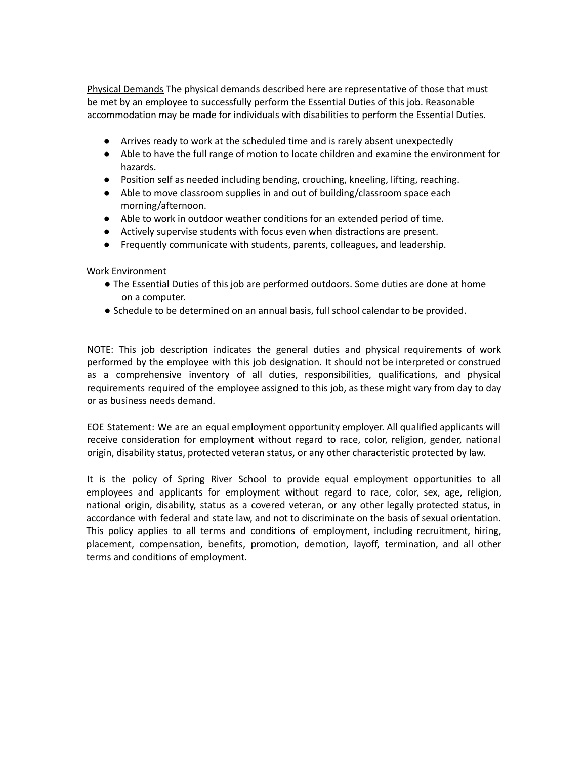<u>Physical Demands</u> The physical demands described here are representative of those that must be met by an employee to successfully perform the Essential Duties of this job. Reasonable accommodation may be made for individuals with disabilities to perform the Essential Duties.

- Arrives ready to work at the scheduled time and is rarely absent unexpectedly
- Able to have the full range of motion to locate children and examine the environment for hazards.
- Position self as needed including bending, crouching, kneeling, lifting, reaching.
- Able to move classroom supplies in and out of building/classroom space each morning/afternoon.
- Able to work in outdoor weather conditions for an extended period of time.
- Actively supervise students with focus even when distractions are present.
- Frequently communicate with students, parents, colleagues, and leadership.

<u>Work Environment</u>

- The Essential Duties of this job are performed outdoors. Some duties are done at home on a computer.
- Schedule to be determined on an annual basis, full school calendar to be provided.

NOTE: This job description indicates the general duties and physical requirements of work performed by the employee with this job designation. It should not be interpreted or construed as a comprehensive inventory of all duties, responsibilities, qualifications, and physical requirements required of the employee assigned to this job, as these might vary from day to day or as business needs demand.

EOE Statement: We are an equal employment opportunity employer. All qualified applicants will receive consideration for employment without regard to race, color, religion, gender, national origin, disability status, protected veteran status, or any other characteristic protected by law.

It is the policy of Spring River School to provide equal employment opportunities to all employees and applicants for employment without regard to race, color, sex, age, religion, national origin, disability, status as a covered veteran, or any other legally protected status, in accordance with federal and state law, and not to discriminate on the basis of sexual orientation. This policy applies to all terms and conditions of employment, including recruitment, hiring, placement, compensation, benefits, promotion, demotion, layoff, termination, and all other terms and conditions of employment.